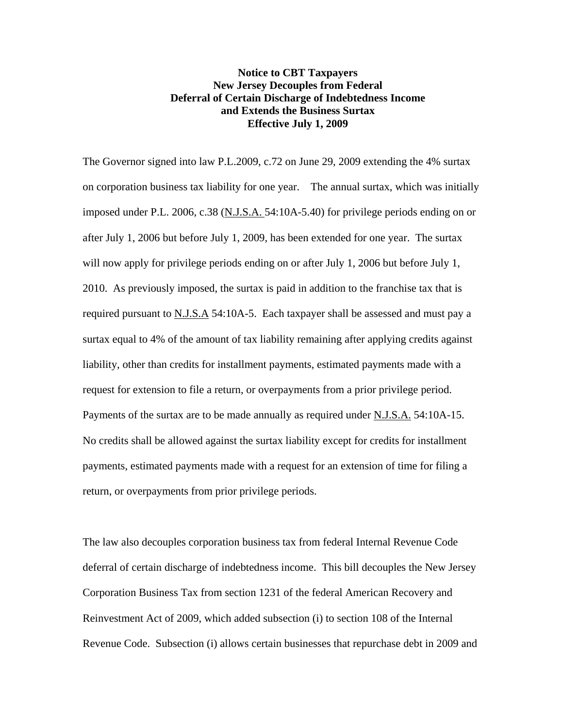**Notice to CBT Taxpayers**
**New Jersey Decouples from Federal**
**Deferral of Certain Discharge of Indebtedness Income**
**and Extends the Business Surtax**
**Effective July 1, 2009**

The Governor signed into law P.L.2009, c.72 on June 29, 2009 extending the 4% surtax on corporation business tax liability for one year. The annual surtax, which was initially imposed under P.L. 2006, c.38 (N.J.S.A. 54:10A-5.40) for privilege periods ending on or after July 1, 2006 but before July 1, 2009, has been extended for one year. The surtax will now apply for privilege periods ending on or after July 1, 2006 but before July 1, 2010. As previously imposed, the surtax is paid in addition to the franchise tax that is required pursuant to N.J.S.A 54:10A-5. Each taxpayer shall be assessed and must pay a surtax equal to 4% of the amount of tax liability remaining after applying credits against liability, other than credits for installment payments, estimated payments made with a request for extension to file a return, or overpayments from a prior privilege period. Payments of the surtax are to be made annually as required under N.J.S.A. 54:10A-15. No credits shall be allowed against the surtax liability except for credits for installment payments, estimated payments made with a request for an extension of time for filing a return, or overpayments from prior privilege periods.

The law also decouples corporation business tax from federal Internal Revenue Code deferral of certain discharge of indebtedness income. This bill decouples the New Jersey Corporation Business Tax from section 1231 of the federal American Recovery and Reinvestment Act of 2009, which added subsection (i) to section 108 of the Internal Revenue Code. Subsection (i) allows certain businesses that repurchase debt in 2009 and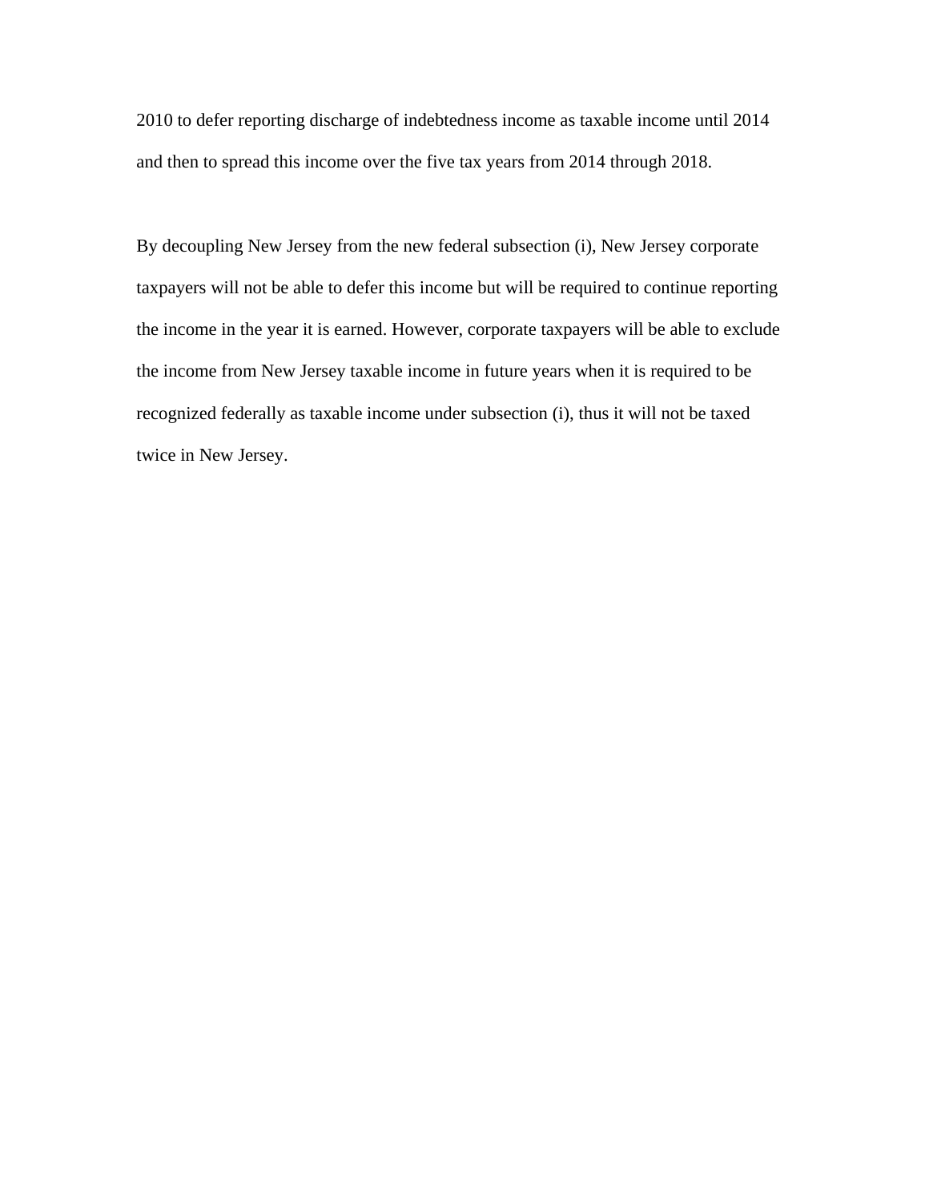2010 to defer reporting discharge of indebtedness income as taxable income until 2014 and then to spread this income over the five tax years from 2014 through 2018.

By decoupling New Jersey from the new federal subsection (i), New Jersey corporate taxpayers will not be able to defer this income but will be required to continue reporting the income in the year it is earned. However, corporate taxpayers will be able to exclude the income from New Jersey taxable income in future years when it is required to be recognized federally as taxable income under subsection (i), thus it will not be taxed twice in New Jersey.